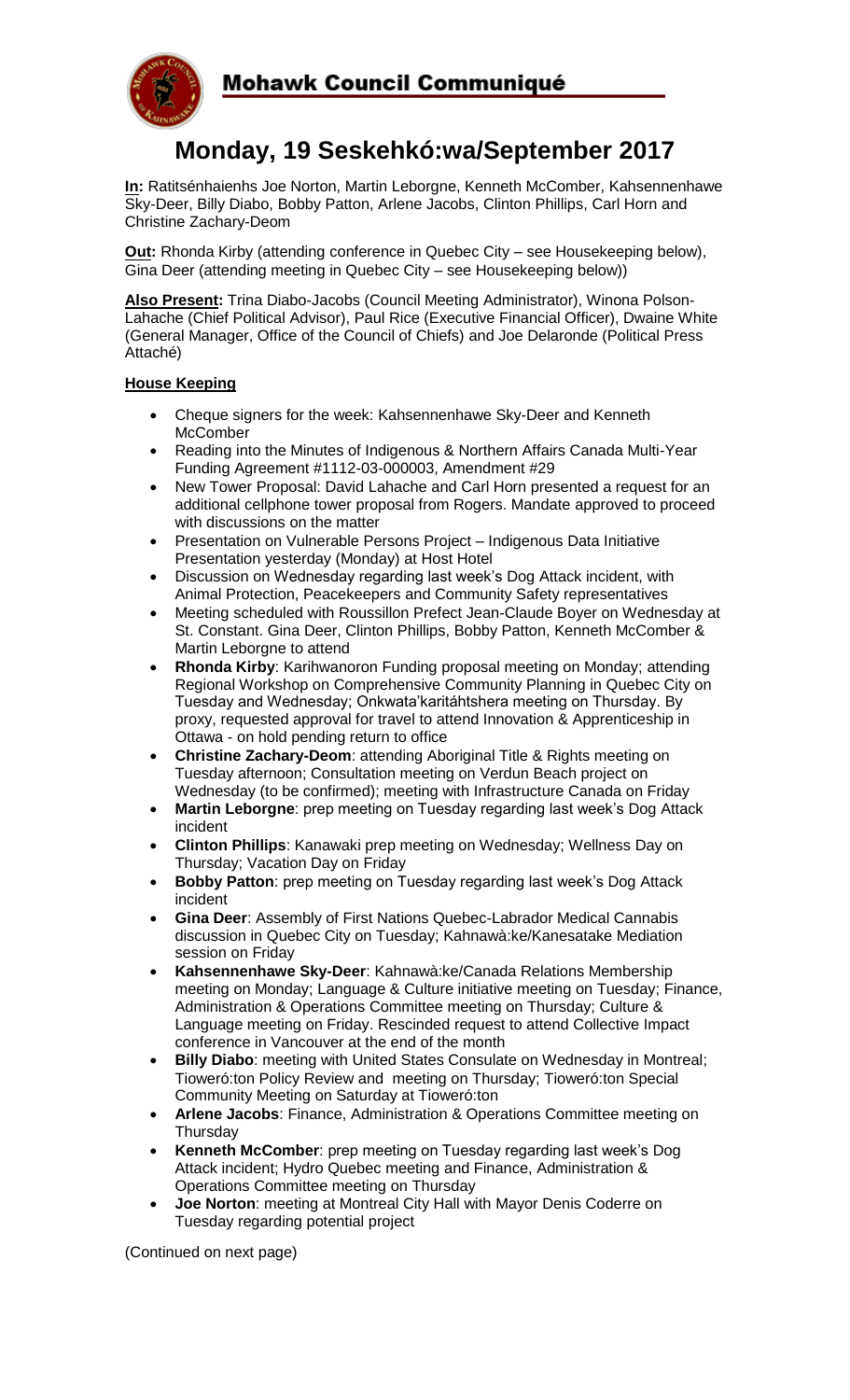# Mohawk Council Communiqué

## Monday, 19 Seskehkó:wa/September 2017

**In:** Ratitsénhaienhs Joe Norton, Martin Leborgne, Kenneth McComber, Kahsennenhawe Sky-Deer, Billy Diabo, Bobby Patton, Arlene Jacobs, Clinton Phillips, Carl Horn and Christine Zachary-Deom

**Out:** Rhonda Kirby (attending conference in Quebec City – see Housekeeping below), Gina Deer (attending meeting in Quebec City – see Housekeeping below))

**Also Present:** Trina Diabo-Jacobs (Council Meeting Administrator), Winona Polson-Lahache (Chief Political Advisor), Paul Rice (Executive Financial Officer), Dwaine White (General Manager, Office of the Council of Chiefs) and Joe Delaronde (Political Press Attaché)

### House Keeping

- Cheque signers for the week: Kahsennenhawe Sky-Deer and Kenneth McComber
- Reading into the Minutes of Indigenous & Northern Affairs Canada Multi-Year Funding Agreement #1112-03-000003, Amendment #29
- New Tower Proposal: David Lahache and Carl Horn presented a request for an additional cellphone tower proposal from Rogers. Mandate approved to proceed with discussions on the matter
- Presentation on Vulnerable Persons Project – Indigenous Data Initiative Presentation yesterday (Monday) at Host Hotel
- Discussion on Wednesday regarding last week's Dog Attack incident, with Animal Protection, Peacekeepers and Community Safety representatives
- Meeting scheduled with Roussillon Prefect Jean-Claude Boyer on Wednesday at St. Constant. Gina Deer, Clinton Phillips, Bobby Patton, Kenneth McComber & Martin Leborgne to attend
- **Rhonda Kirby**: Karihwanoron Funding proposal meeting on Monday; attending Regional Workshop on Comprehensive Community Planning in Quebec City on Tuesday and Wednesday; Onkwata'karitáhtshera meeting on Thursday. By proxy, requested approval for travel to attend Innovation & Apprenticeship in Ottawa - on hold pending return to office
- **Christine Zachary-Deom**: attending Aboriginal Title & Rights meeting on Tuesday afternoon; Consultation meeting on Verdun Beach project on Wednesday (to be confirmed); meeting with Infrastructure Canada on Friday
- **Martin Leborgne**: prep meeting on Tuesday regarding last week's Dog Attack incident
- **Clinton Phillips**: Kanawaki prep meeting on Wednesday; Wellness Day on Thursday; Vacation Day on Friday
- **Bobby Patton**: prep meeting on Tuesday regarding last week's Dog Attack incident
- **Gina Deer**: Assembly of First Nations Quebec-Labrador Medical Cannabis discussion in Quebec City on Tuesday; Kahnawà:ke/Kanesatake Mediation session on Friday
- **Kahsennenhawe Sky-Deer**: Kahnawà:ke/Canada Relations Membership meeting on Monday; Language & Culture initiative meeting on Tuesday; Finance, Administration & Operations Committee meeting on Thursday; Culture & Language meeting on Friday. Rescinded request to attend Collective Impact conference in Vancouver at the end of the month
- **Billy Diabo**: meeting with United States Consulate on Wednesday in Montreal; Tioweró:ton Policy Review and meeting on Thursday; Tioweró:ton Special Community Meeting on Saturday at Tioweró:ton
- **Arlene Jacobs**: Finance, Administration & Operations Committee meeting on Thursday
- **Kenneth McComber**: prep meeting on Tuesday regarding last week's Dog Attack incident; Hydro Quebec meeting and Finance, Administration & Operations Committee meeting on Thursday
- **Joe Norton**: meeting at Montreal City Hall with Mayor Denis Coderre on Tuesday regarding potential project

(Continued on next page)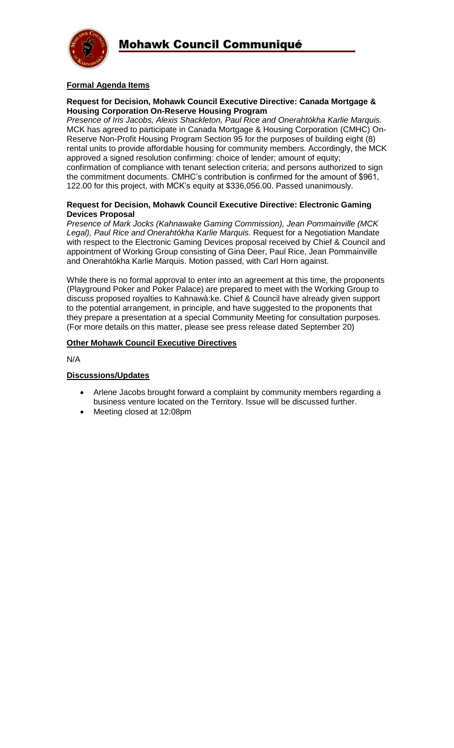# Mohawk Council Communiqué

**Formal Agenda Items**

**Request for Decision, Mohawk Council Executive Directive: Canada Mortgage & Housing Corporation On-Reserve Housing Program**

*Presence of Iris Jacobs, Alexis Shackleton, Paul Rice and Onerahtókha Karlie Marquis.* MCK has agreed to participate in Canada Mortgage & Housing Corporation (CMHC) On-Reserve Non-Profit Housing Program Section 95 for the purposes of building eight (8) rental units to provide affordable housing for community members. Accordingly, the MCK approved a signed resolution confirming: choice of lender; amount of equity; confirmation of compliance with tenant selection criteria; and persons authorized to sign the commitment documents. CMHC's contribution is confirmed for the amount of $961, 122.00 for this project, with MCK's equity at $336,056.00. Passed unanimously.

**Request for Decision, Mohawk Council Executive Directive: Electronic Gaming Devices Proposal**

*Presence of Mark Jocks (Kahnawake Gaming Commission), Jean Pommainville (MCK Legal), Paul Rice and Onerahtókha Karlie Marquis.* Request for a Negotiation Mandate with respect to the Electronic Gaming Devices proposal received by Chief & Council and appointment of Working Group consisting of Gina Deer, Paul Rice, Jean Pommainville and Onerahtókha Karlie Marquis. Motion passed, with Carl Horn against.

While there is no formal approval to enter into an agreement at this time, the proponents (Playground Poker and Poker Palace) are prepared to meet with the Working Group to discuss proposed royalties to Kahnawà:ke. Chief & Council have already given support to the potential arrangement, in principle, and have suggested to the proponents that they prepare a presentation at a special Community Meeting for consultation purposes. (For more details on this matter, please see press release dated September 20)

**Other Mohawk Council Executive Directives**

N/A

**Discussions/Updates**

- Arlene Jacobs brought forward a complaint by community members regarding a business venture located on the Territory. Issue will be discussed further.
- Meeting closed at 12:08pm